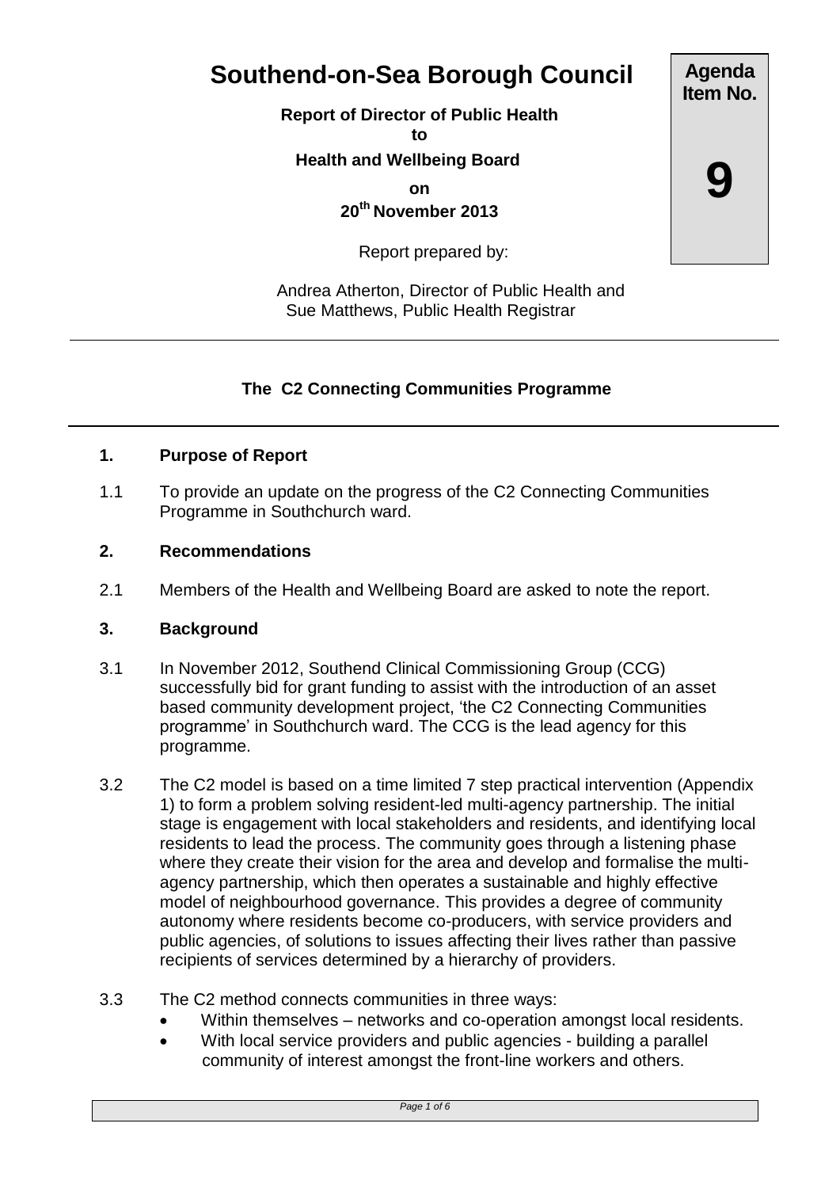# Southend-on-Sea Borough Council

**Agenda Item No.**

**9**

**Report of Director of Public Health**
**to**
**Health and Wellbeing Board**
**on**
**20th November 2013**

Report prepared by:

Andrea Atherton, Director of Public Health and
Sue Matthews, Public Health Registrar

---

## The C2 Connecting Communities Programme

---

### 1. Purpose of Report

1.1 To provide an update on the progress of the C2 Connecting Communities Programme in Southchurch ward.

### 2. Recommendations

2.1 Members of the Health and Wellbeing Board are asked to note the report.

### 3. Background

3.1 In November 2012, Southend Clinical Commissioning Group (CCG) successfully bid for grant funding to assist with the introduction of an asset based community development project, 'the C2 Connecting Communities programme' in Southchurch ward. The CCG is the lead agency for this programme.

3.2 The C2 model is based on a time limited 7 step practical intervention (Appendix 1) to form a problem solving resident-led multi-agency partnership. The initial stage is engagement with local stakeholders and residents, and identifying local residents to lead the process. The community goes through a listening phase where they create their vision for the area and develop and formalise the multi-agency partnership, which then operates a sustainable and highly effective model of neighbourhood governance. This provides a degree of community autonomy where residents become co-producers, with service providers and public agencies, of solutions to issues affecting their lives rather than passive recipients of services determined by a hierarchy of providers.

3.3 The C2 method connects communities in three ways:

- Within themselves – networks and co-operation amongst local residents.
- With local service providers and public agencies - building a parallel community of interest amongst the front-line workers and others.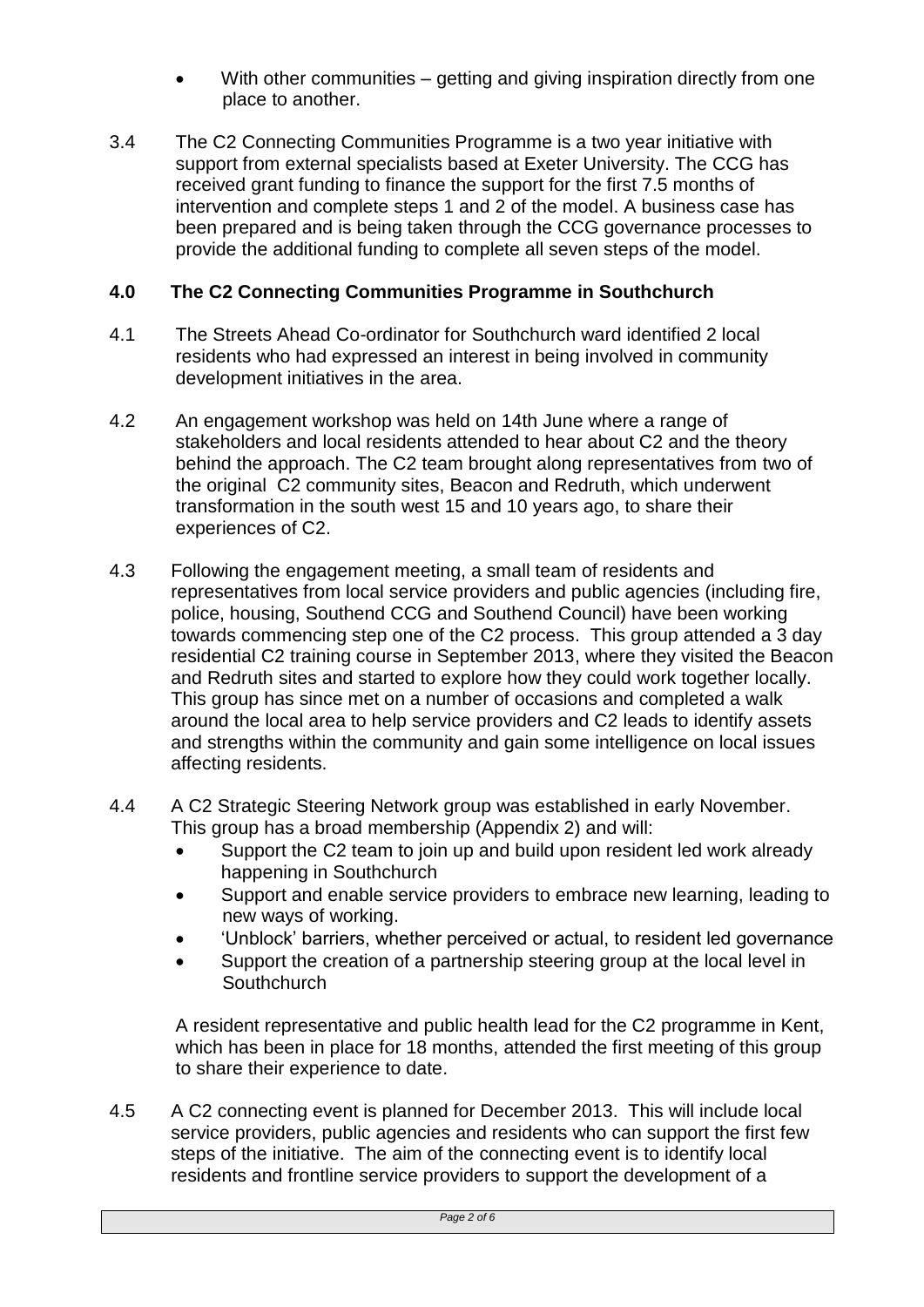- With other communities – getting and giving inspiration directly from one place to another.

3.4 The C2 Connecting Communities Programme is a two year initiative with support from external specialists based at Exeter University. The CCG has received grant funding to finance the support for the first 7.5 months of intervention and complete steps 1 and 2 of the model. A business case has been prepared and is being taken through the CCG governance processes to provide the additional funding to complete all seven steps of the model.

## 4.0 The C2 Connecting Communities Programme in Southchurch

4.1 The Streets Ahead Co-ordinator for Southchurch ward identified 2 local residents who had expressed an interest in being involved in community development initiatives in the area.

4.2 An engagement workshop was held on 14th June where a range of stakeholders and local residents attended to hear about C2 and the theory behind the approach. The C2 team brought along representatives from two of the original C2 community sites, Beacon and Redruth, which underwent transformation in the south west 15 and 10 years ago, to share their experiences of C2.

4.3 Following the engagement meeting, a small team of residents and representatives from local service providers and public agencies (including fire, police, housing, Southend CCG and Southend Council) have been working towards commencing step one of the C2 process. This group attended a 3 day residential C2 training course in September 2013, where they visited the Beacon and Redruth sites and started to explore how they could work together locally. This group has since met on a number of occasions and completed a walk around the local area to help service providers and C2 leads to identify assets and strengths within the community and gain some intelligence on local issues affecting residents.

4.4 A C2 Strategic Steering Network group was established in early November. This group has a broad membership (Appendix 2) and will:

- Support the C2 team to join up and build upon resident led work already happening in Southchurch
- Support and enable service providers to embrace new learning, leading to new ways of working.
- 'Unblock' barriers, whether perceived or actual, to resident led governance
- Support the creation of a partnership steering group at the local level in Southchurch

A resident representative and public health lead for the C2 programme in Kent, which has been in place for 18 months, attended the first meeting of this group to share their experience to date.

4.5 A C2 connecting event is planned for December 2013. This will include local service providers, public agencies and residents who can support the first few steps of the initiative. The aim of the connecting event is to identify local residents and frontline service providers to support the development of a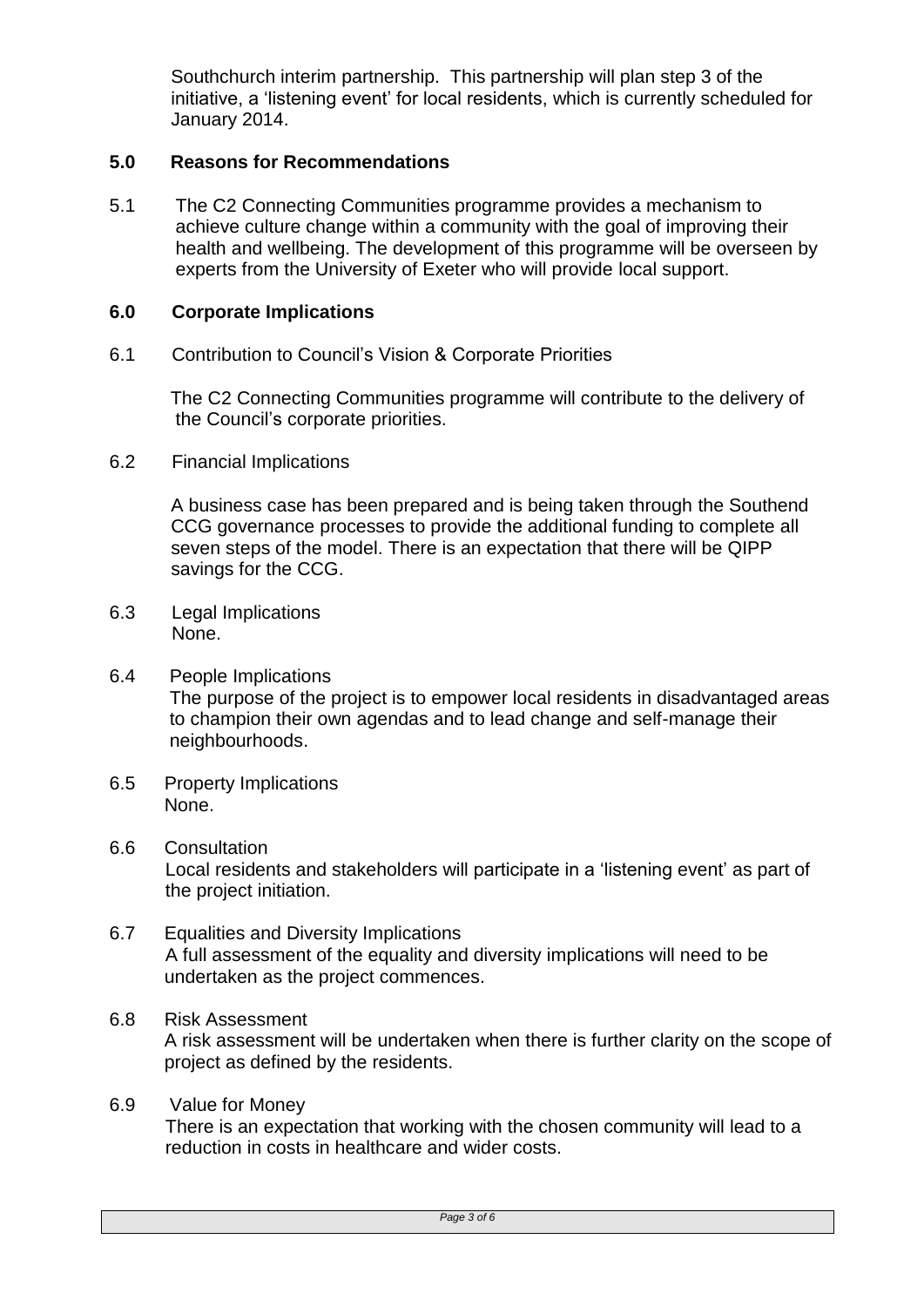Southchurch interim partnership. This partnership will plan step 3 of the initiative, a 'listening event' for local residents, which is currently scheduled for January 2014.

## 5.0 Reasons for Recommendations

5.1 The C2 Connecting Communities programme provides a mechanism to achieve culture change within a community with the goal of improving their health and wellbeing. The development of this programme will be overseen by experts from the University of Exeter who will provide local support.

## 6.0 Corporate Implications

6.1 Contribution to Council's Vision & Corporate Priorities

The C2 Connecting Communities programme will contribute to the delivery of the Council's corporate priorities.

6.2 Financial Implications

A business case has been prepared and is being taken through the Southend CCG governance processes to provide the additional funding to complete all seven steps of the model. There is an expectation that there will be QIPP savings for the CCG.

6.3 Legal Implications
None.

6.4 People Implications
The purpose of the project is to empower local residents in disadvantaged areas to champion their own agendas and to lead change and self-manage their neighbourhoods.

6.5 Property Implications
None.

6.6 Consultation
Local residents and stakeholders will participate in a 'listening event' as part of the project initiation.

6.7 Equalities and Diversity Implications
A full assessment of the equality and diversity implications will need to be undertaken as the project commences.

6.8 Risk Assessment
A risk assessment will be undertaken when there is further clarity on the scope of project as defined by the residents.

6.9 Value for Money
There is an expectation that working with the chosen community will lead to a reduction in costs in healthcare and wider costs.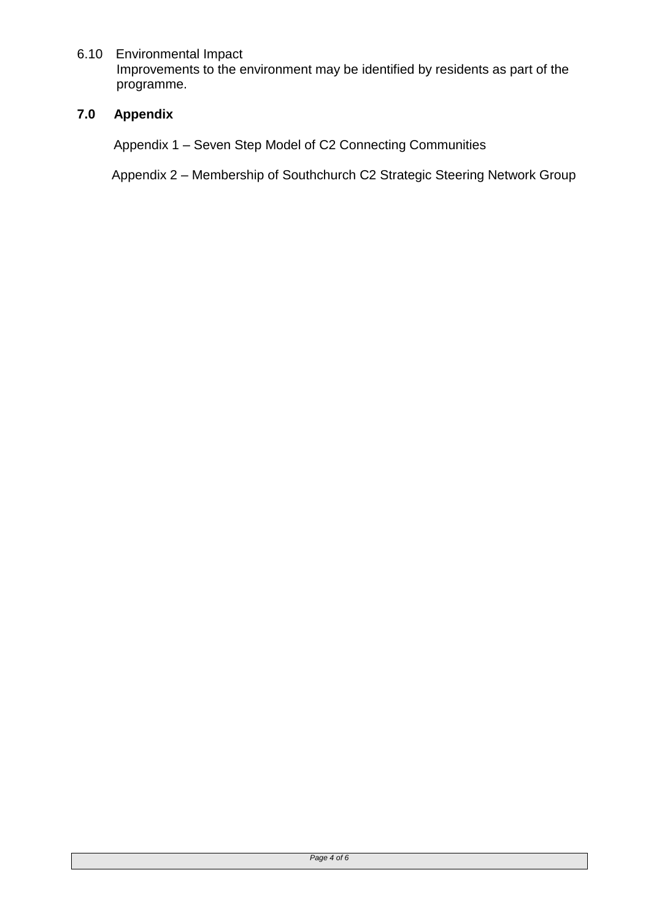6.10 Environmental Impact

Improvements to the environment may be identified by residents as part of the programme.

## 7.0 Appendix

Appendix 1 – Seven Step Model of C2 Connecting Communities

Appendix 2 – Membership of Southchurch C2 Strategic Steering Network Group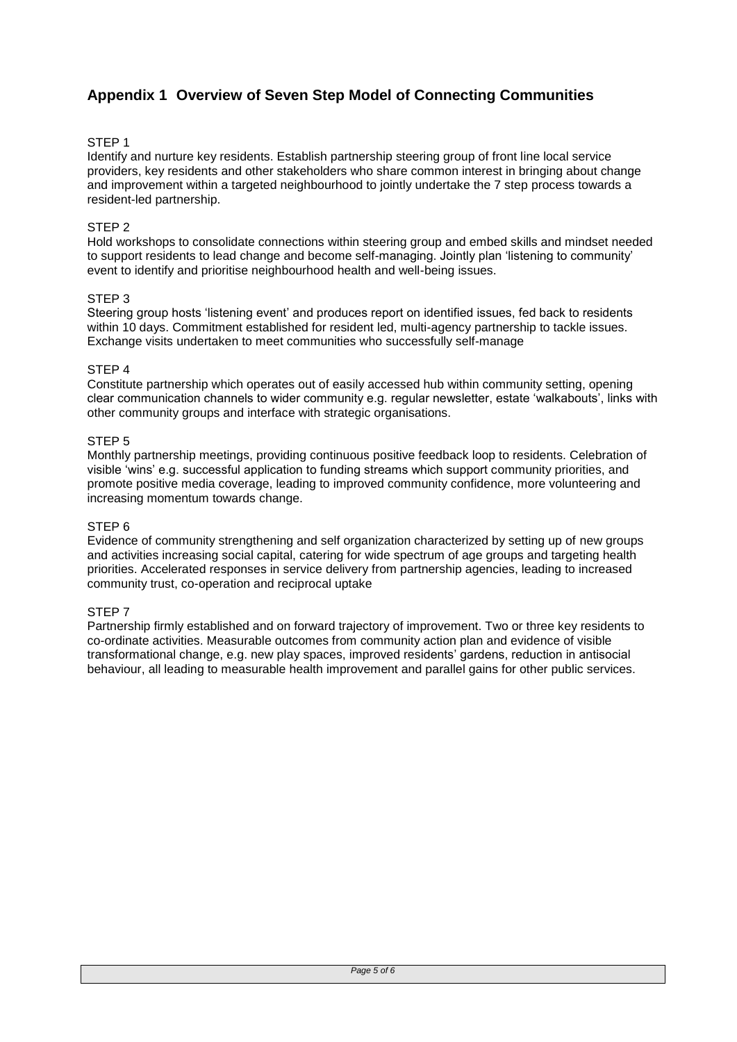## Appendix 1 Overview of Seven Step Model of Connecting Communities

STEP 1

Identify and nurture key residents. Establish partnership steering group of front line local service providers, key residents and other stakeholders who share common interest in bringing about change and improvement within a targeted neighbourhood to jointly undertake the 7 step process towards a resident-led partnership.

STEP 2

Hold workshops to consolidate connections within steering group and embed skills and mindset needed to support residents to lead change and become self-managing. Jointly plan 'listening to community' event to identify and prioritise neighbourhood health and well-being issues.

STEP 3

Steering group hosts 'listening event' and produces report on identified issues, fed back to residents within 10 days. Commitment established for resident led, multi-agency partnership to tackle issues. Exchange visits undertaken to meet communities who successfully self-manage

STEP 4

Constitute partnership which operates out of easily accessed hub within community setting, opening clear communication channels to wider community e.g. regular newsletter, estate 'walkabouts', links with other community groups and interface with strategic organisations.

STEP 5

Monthly partnership meetings, providing continuous positive feedback loop to residents. Celebration of visible 'wins' e.g. successful application to funding streams which support community priorities, and promote positive media coverage, leading to improved community confidence, more volunteering and increasing momentum towards change.

STEP 6

Evidence of community strengthening and self organization characterized by setting up of new groups and activities increasing social capital, catering for wide spectrum of age groups and targeting health priorities. Accelerated responses in service delivery from partnership agencies, leading to increased community trust, co-operation and reciprocal uptake

STEP 7

Partnership firmly established and on forward trajectory of improvement. Two or three key residents to co-ordinate activities. Measurable outcomes from community action plan and evidence of visible transformational change, e.g. new play spaces, improved residents' gardens, reduction in antisocial behaviour, all leading to measurable health improvement and parallel gains for other public services.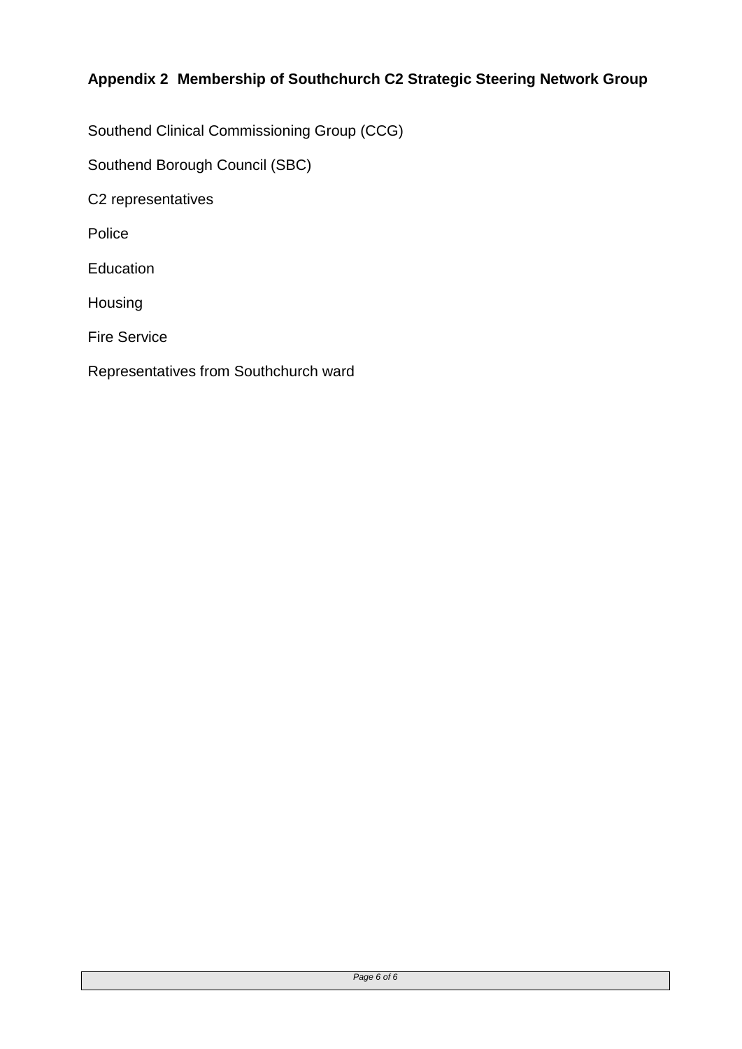## Appendix 2 Membership of Southchurch C2 Strategic Steering Network Group

Southend Clinical Commissioning Group (CCG)

Southend Borough Council (SBC)

C2 representatives

Police

Education

Housing

Fire Service

Representatives from Southchurch ward